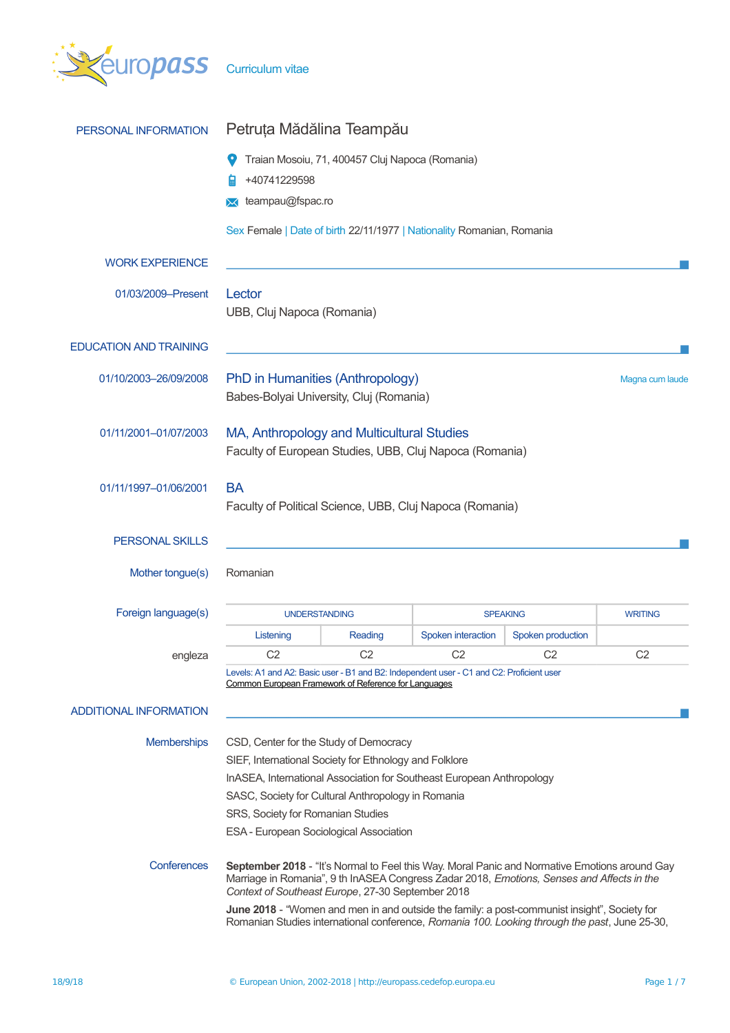Curriculum vitae

## PERSONAL INFORMATION

# Petruța Mădălina Teampău

Traian Mosoiu, 71, 400457 Cluj Napoca (Romania)

+40741229598

teampau@fspac.ro

Sex Female | Date of birth 22/11/1977 | Nationality Romanian, Romania

## WORK EXPERIENCE

**01/03/2009–Present**

### Lector

UBB, Cluj Napoca (Romania)

## EDUCATION AND TRAINING

**01/10/2003–26/09/2008**

### PhD in Humanities (Anthropology)

Magna cum laude

Babes-Bolyai University, Cluj (Romania)

**01/11/2001–01/07/2003**

### MA, Anthropology and Multicultural Studies

Faculty of European Studies, UBB, Cluj Napoca (Romania)

**01/11/1997–01/06/2001**

### BA

Faculty of Political Science, UBB, Cluj Napoca (Romania)

## PERSONAL SKILLS

**Mother tongue(s)** Romanian

**Foreign language(s)**

| | UNDERSTANDING | | SPEAKING | | WRITING |
|---|---|---|---|---|---|
| | Listening | Reading | Spoken interaction | Spoken production | |
| engleza | C2 | C2 | C2 | C2 | C2 |

Levels: A1 and A2: Basic user - B1 and B2: Independent user - C1 and C2: Proficient user
Common European Framework of Reference for Languages

## ADDITIONAL INFORMATION

**Memberships**

CSD, Center for the Study of Democracy
SIEF, International Society for Ethnology and Folklore
InASEA, International Association for Southeast European Anthropology
SASC, Society for Cultural Anthropology in Romania
SRS, Society for Romanian Studies
ESA - European Sociological Association

**Conferences**

**September 2018** - "It's Normal to Feel this Way. Moral Panic and Normative Emotions around Gay Marriage in Romania", 9 th InASEA Congress Zadar 2018, *Emotions, Senses and Affects in the Context of Southeast Europe*, 27-30 September 2018

**June 2018** - "Women and men in and outside the family: a post-communist insight", Society for Romanian Studies international conference, *Romania 100. Looking through the past*, June 25-30,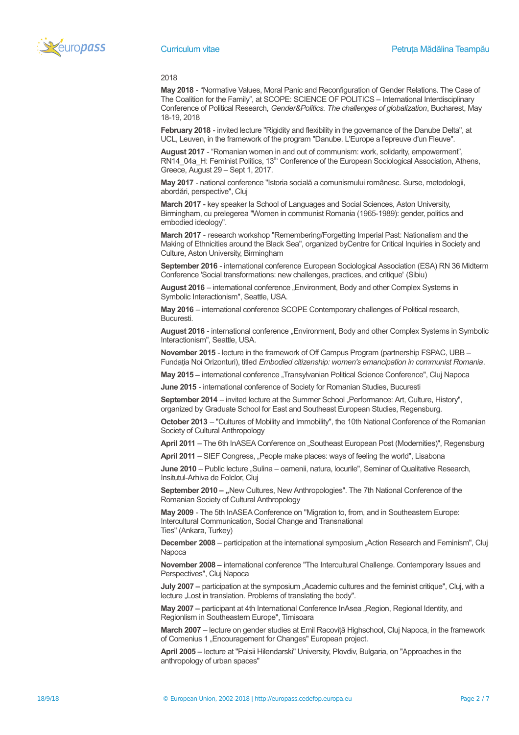2018

**May 2018** - “Normative Values, Moral Panic and Reconfiguration of Gender Relations. The Case of The Coalition for the Family”, at SCOPE: SCIENCE OF POLITICS – International Interdisciplinary Conference of Political Research, *Gender&Politics. The challenges of globalization*, Bucharest, May 18-19, 2018

**February 2018** - invited lecture "Rigidity and flexibility in the governance of the Danube Delta", at UCL, Leuven, in the framework of the program "Danube. L'Europe a l'epreuve d'un Fleuve".

**August 2017** - “Romanian women in and out of communism: work, solidarity, empowerment”, RN14_04a_H: Feminist Politics, 13th Conference of the European Sociological Association, Athens, Greece, August 29 – Sept 1, 2017.

**May 2017** - national conference "Istoria socială a comunismului românesc. Surse, metodologii, abordări, perspective", Cluj

**March 2017 -** key speaker la School of Languages and Social Sciences, Aston University, Birmingham, cu prelegerea "Women in communist Romania (1965-1989): gender, politics and embodied ideology".

**March 2017** - research workshop "Remembering/Forgetting Imperial Past: Nationalism and the Making of Ethnicities around the Black Sea", organized byCentre for Critical Inquiries in Society and Culture, Aston University, Birmingham

**September 2016** - international conference European Sociological Association (ESA) RN 36 Midterm Conference 'Social transformations: new challenges, practices, and critique' (Sibiu)

**August 2016** – international conference „Environment, Body and other Complex Systems in Symbolic Interactionism", Seattle, USA.

**May 2016** – international conference SCOPE Contemporary challenges of Political research, Bucuresti.

**August 2016** - international conference „Environment, Body and other Complex Systems in Symbolic Interactionism", Seattle, USA.

**November 2015** - lecture in the framework of Off Campus Program (partnership FSPAC, UBB – Fundația Noi Orizonturi), titled *Embodied citizenship: women's emancipation in communist Romania*.

**May 2015 –** international conference „Transylvanian Political Science Conference", Cluj Napoca

**June 2015** - international conference of Society for Romanian Studies, Bucuresti

**September 2014** – invited lecture at the Summer School „Performance: Art, Culture, History", organized by Graduate School for East and Southeast European Studies, Regensburg.

**October 2013** – "Cultures of Mobility and Immobility", the 10th National Conference of the Romanian Society of Cultural Anthropology

**April 2011** – The 6th InASEA Conference on „Southeast European Post (Modernities)", Regensburg

**April 2011** – SIEF Congress, „People make places: ways of feeling the world", Lisabona

**June 2010** – Public lecture „Sulina – oamenii, natura, locurile", Seminar of Qualitative Research, Insitutul-Arhiva de Folclor, Cluj

**September 2010 – „**New Cultures, New Anthropologies". The 7th National Conference of the Romanian Society of Cultural Anthropology

**May 2009** - The 5th InASEA Conference on "Migration to, from, and in Southeastern Europe: Intercultural Communication, Social Change and Transnational Ties" (Ankara, Turkey)

**December 2008** – participation at the international symposium „Action Research and Feminism", Cluj Napoca

**November 2008 –** international conference "The Intercultural Challenge. Contemporary Issues and Perspectives", Cluj Napoca

**July 2007 –** participation at the symposium „Academic cultures and the feminist critique", Cluj, with a lecture „Lost in translation. Problems of translating the body".

**May 2007 –** participant at 4th International Conference InAsea „Region, Regional Identity, and Regionlism in Southeastern Europe", Timisoara

**March 2007** – lecture on gender studies at Emil Racoviță Highschool, Cluj Napoca, in the framework of Comenius 1 „Encouragement for Changes" European project.

**April 2005 –** lecture at "Paisii Hilendarski" University, Plovdiv, Bulgaria, on "Approaches in the anthropology of urban spaces"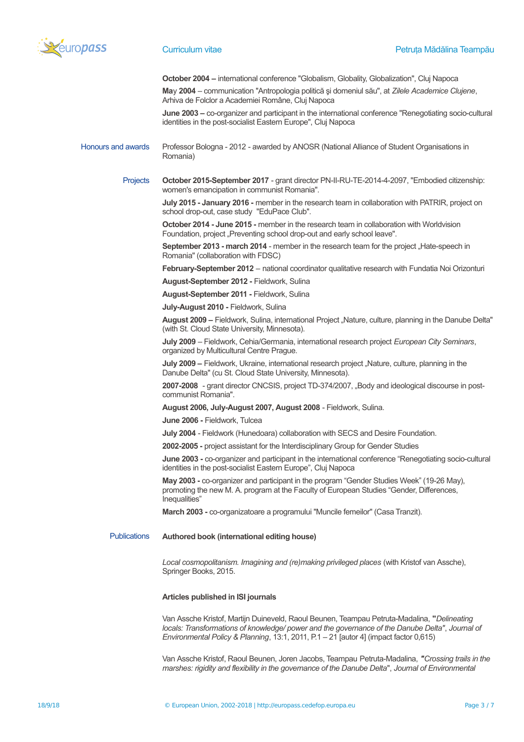**October 2004 –** international conference "Globalism, Globality, Globalization", Cluj Napoca

**May 2004** – communication "Antropologia politică şi domeniul său", at *Zilele Academice Clujene*, Arhiva de Folclor a Academiei Române, Cluj Napoca

**June 2003 –** co-organizer and participant in the international conference "Renegotiating socio-cultural identities in the post-socialist Eastern Europe", Cluj Napoca

## Honours and awards

Professor Bologna - 2012 - awarded by ANOSR (National Alliance of Student Organisations in Romania)

## Projects

**October 2015-September 2017** - grant director PN-II-RU-TE-2014-4-2097, "Embodied citizenship: women's emancipation in communist Romania".

**July 2015 - January 2016 -** member in the research team in collaboration with PATRIR, project on school drop-out, case study "EduPace Club".

**October 2014 - June 2015 -** member in the research team in collaboration with Worldvision Foundation, project „Preventing school drop-out and early school leave".

**September 2013 - march 2014** - member in the research team for the project „Hate-speech in Romania" (collaboration with FDSC)

**February-September 2012** – national coordinator qualitative research with Fundatia Noi Orizonturi

**August-September 2012 -** Fieldwork, Sulina

**August-September 2011 -** Fieldwork, Sulina

**July-August 2010 -** Fieldwork, Sulina

**August 2009 –** Fieldwork, Sulina, international Project „Nature, culture, planning in the Danube Delta" (with St. Cloud State University, Minnesota).

**July 2009** – Fieldwork, Cehia/Germania, international research project *European City Seminars*, organized by Multicultural Centre Prague.

**July 2009 –** Fieldwork, Ukraine, international research project „Nature, culture, planning in the Danube Delta" (cu St. Cloud State University, Minnesota).

**2007-2008** - grant director CNCSIS, project TD-374/2007, „Body and ideological discourse in post-communist Romania".

**August 2006, July-August 2007, August 2008** - Fieldwork, Sulina.

**June 2006 -** Fieldwork, Tulcea

**July 2004** - Fieldwork (Hunedoara) collaboration with SECS and Desire Foundation.

**2002-2005 -** project assistant for the Interdisciplinary Group for Gender Studies

**June 2003 -** co-organizer and participant in the international conference "Renegotiating socio-cultural identities in the post-socialist Eastern Europe", Cluj Napoca

**May 2003 -** co-organizer and participant in the program "Gender Studies Week" (19-26 May), promoting the new M. A. program at the Faculty of European Studies "Gender, Differences, Inequalities"

**March 2003 -** co-organizatoare a programului "Muncile femeilor" (Casa Tranzit).

## Publications

**Authored book (international editing house)**

*Local cosmopolitanism. Imagining and (re)making privileged places* (with Kristof van Assche), Springer Books, 2015.

**Articles published in ISI journals**

Van Assche Kristof, Martijn Duineveld, Raoul Beunen, Teampau Petruta-Madalina, **"***Delineating locals: Transformations of knowledge/ power and the governance of the Danube Delta***"**, *Journal of Environmental Policy & Planning*, 13:1, 2011, P.1 – 21 [autor 4] (impact factor 0,615)

Van Assche Kristof, Raoul Beunen, Joren Jacobs, Teampau Petruta-Madalina, **"***Crossing trails in the marshes: rigidity and flexibility in the governance of the Danube Delta*", *Journal of Environmental*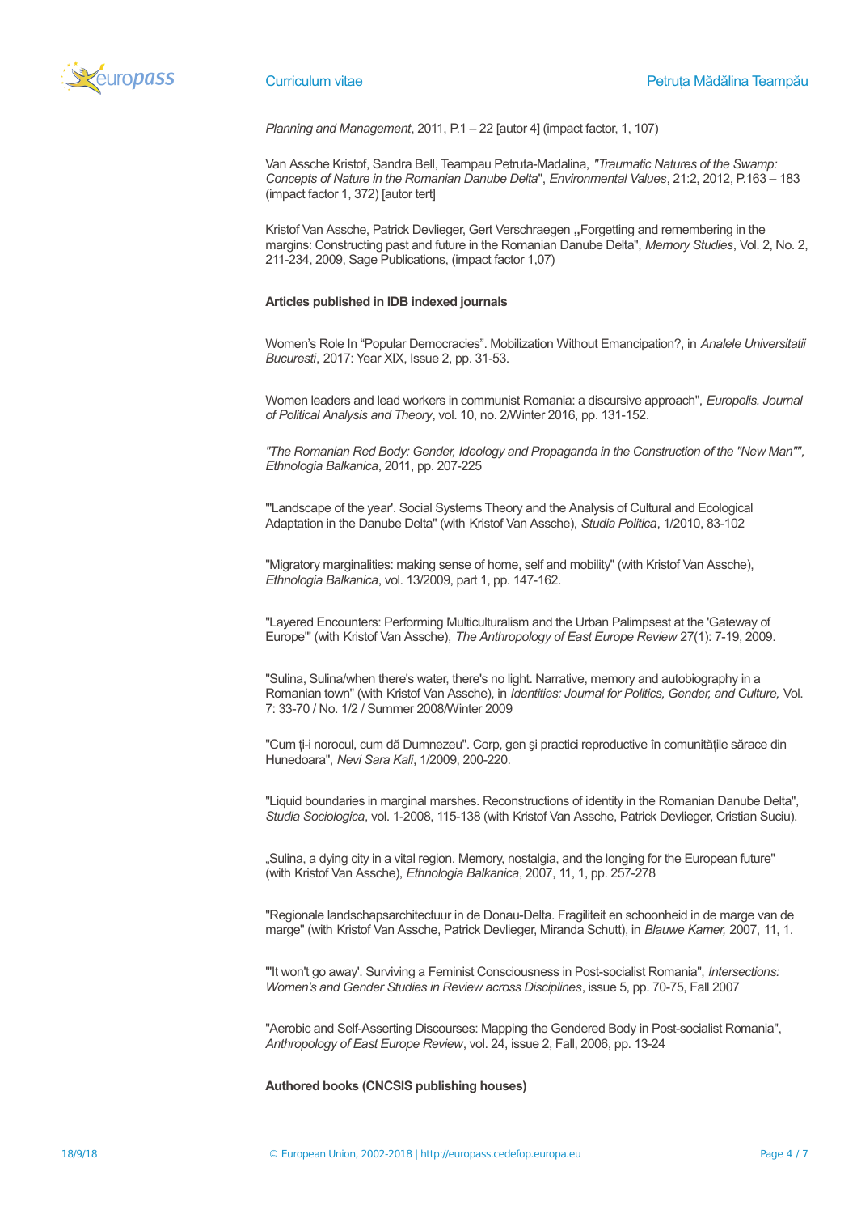*Planning and Management*, 2011, P.1 – 22 [autor 4] (impact factor, 1, 107)

Van Assche Kristof, Sandra Bell, Teampau Petruta-Madalina, *"Traumatic Natures of the Swamp: Concepts of Nature in the Romanian Danube Delta*", *Environmental Values*, 21:2, 2012, P.163 – 183 (impact factor 1, 372) [autor tert]

Kristof Van Assche, Patrick Devlieger, Gert Verschraegen **„**Forgetting and remembering in the margins: Constructing past and future in the Romanian Danube Delta", *Memory Studies*, Vol. 2, No. 2, 211-234, 2009, Sage Publications, (impact factor 1,07)

**Articles published in IDB indexed journals**

Women's Role In "Popular Democracies". Mobilization Without Emancipation?, in *Analele Universitatii Bucuresti*, 2017: Year XIX, Issue 2, pp. 31-53.

Women leaders and lead workers in communist Romania: a discursive approach", *Europolis. Journal of Political Analysis and Theory*, vol. 10, no. 2/Winter 2016, pp. 131-152.

*"The Romanian Red Body: Gender, Ideology and Propaganda in the Construction of the "New Man""*, *Ethnologia Balkanica*, 2011, pp. 207-225

"'Landscape of the year'. Social Systems Theory and the Analysis of Cultural and Ecological Adaptation in the Danube Delta" (with Kristof Van Assche), *Studia Politica*, 1/2010, 83-102

"Migratory marginalities: making sense of home, self and mobility" (with Kristof Van Assche), *Ethnologia Balkanica*, vol. 13/2009, part 1, pp. 147-162.

"Layered Encounters: Performing Multiculturalism and the Urban Palimpsest at the 'Gateway of Europe'" (with Kristof Van Assche), *The Anthropology of East Europe Review* 27(1): 7-19, 2009.

"Sulina, Sulina/when there's water, there's no light. Narrative, memory and autobiography in a Romanian town" (with Kristof Van Assche), in *Identities: Journal for Politics, Gender, and Culture,* Vol. 7: 33-70 / No. 1/2 / Summer 2008/Winter 2009

"Cum ți-i norocul, cum dă Dumnezeu". Corp, gen şi practici reproductive în comunitățile sărace din Hunedoara", *Nevi Sara Kali*, 1/2009, 200-220.

"Liquid boundaries in marginal marshes. Reconstructions of identity in the Romanian Danube Delta", *Studia Sociologica*, vol. 1-2008, 115-138 (with Kristof Van Assche, Patrick Devlieger, Cristian Suciu).

„Sulina, a dying city in a vital region. Memory, nostalgia, and the longing for the European future" (with Kristof Van Assche), *Ethnologia Balkanica*, 2007, 11, 1, pp. 257-278

"Regionale landschapsarchitectuur in de Donau-Delta. Fragiliteit en schoonheid in de marge van de marge" (with Kristof Van Assche, Patrick Devlieger, Miranda Schutt), in *Blauwe Kamer,* 2007, 11, 1.

"'It won't go away'. Surviving a Feminist Consciousness in Post-socialist Romania", *Intersections: Women's and Gender Studies in Review across Disciplines*, issue 5, pp. 70-75, Fall 2007

"Aerobic and Self-Asserting Discourses: Mapping the Gendered Body in Post-socialist Romania", *Anthropology of East Europe Review*, vol. 24, issue 2, Fall, 2006, pp. 13-24

**Authored books (CNCSIS publishing houses)**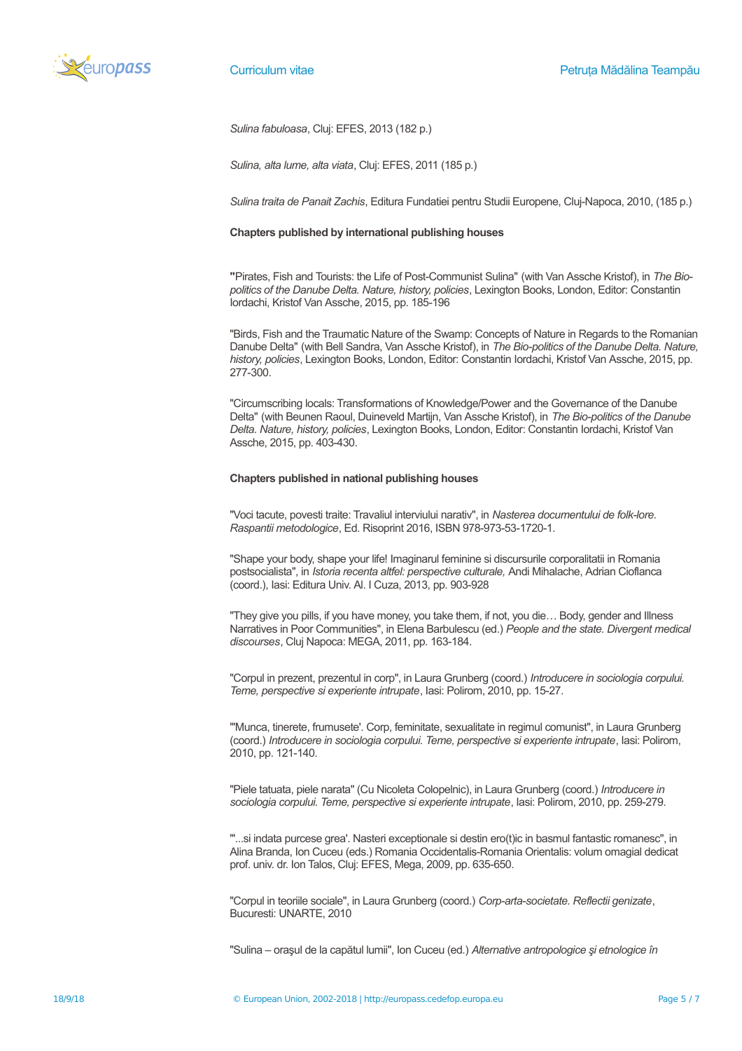*Sulina fabuloasa*, Cluj: EFES, 2013 (182 p.)

*Sulina, alta lume, alta viata*, Cluj: EFES, 2011 (185 p.)

*Sulina traita de Panait Zachis*, Editura Fundatiei pentru Studii Europene, Cluj-Napoca, 2010, (185 p.)

**Chapters published by international publishing houses**

**"**Pirates, Fish and Tourists: the Life of Post-Communist Sulina" (with Van Assche Kristof), in *The Bio-politics of the Danube Delta. Nature, history, policies*, Lexington Books, London, Editor: Constantin Iordachi, Kristof Van Assche, 2015, pp. 185-196

"Birds, Fish and the Traumatic Nature of the Swamp: Concepts of Nature in Regards to the Romanian Danube Delta" (with Bell Sandra, Van Assche Kristof), in *The Bio-politics of the Danube Delta. Nature, history, policies*, Lexington Books, London, Editor: Constantin Iordachi, Kristof Van Assche, 2015, pp. 277-300.

"Circumscribing locals: Transformations of Knowledge/Power and the Governance of the Danube Delta" (with Beunen Raoul, Duineveld Martijn, Van Assche Kristof), in *The Bio-politics of the Danube Delta. Nature, history, policies*, Lexington Books, London, Editor: Constantin Iordachi, Kristof Van Assche, 2015, pp. 403-430.

**Chapters published in national publishing houses**

"Voci tacute, povesti traite: Travaliul interviului narativ", in *Nasterea documentului de folk-lore. Raspantii metodologice*, Ed. Risoprint 2016, ISBN 978-973-53-1720-1.

"Shape your body, shape your life! Imaginarul feminine si discursurile corporalitatii in Romania postsocialista", in *Istoria recenta altfel: perspective culturale,* Andi Mihalache, Adrian Cioflanca (coord.), Iasi: Editura Univ. Al. I Cuza, 2013, pp. 903-928

"They give you pills, if you have money, you take them, if not, you die… Body, gender and Illness Narratives in Poor Communities", in Elena Barbulescu (ed.) *People and the state. Divergent medical discourses*, Cluj Napoca: MEGA, 2011, pp. 163-184.

"Corpul in prezent, prezentul in corp", in Laura Grunberg (coord.) *Introducere in sociologia corpului. Teme, perspective si experiente intrupate*, Iasi: Polirom, 2010, pp. 15-27.

"'Munca, tinerete, frumusete'. Corp, feminitate, sexualitate in regimul comunist", in Laura Grunberg (coord.) *Introducere in sociologia corpului. Teme, perspective si experiente intrupate*, Iasi: Polirom, 2010, pp. 121-140.

"Piele tatuata, piele narata" (Cu Nicoleta Colopelnic), in Laura Grunberg (coord.) *Introducere in sociologia corpului. Teme, perspective si experiente intrupate*, Iasi: Polirom, 2010, pp. 259-279.

"'...si indata purcese grea'. Nasteri exceptionale si destin ero(t)ic in basmul fantastic romanesc", in Alina Branda, Ion Cuceu (eds.) Romania Occidentalis-Romania Orientalis: volum omagial dedicat prof. univ. dr. Ion Talos, Cluj: EFES, Mega, 2009, pp. 635-650.

"Corpul in teoriile sociale", in Laura Grunberg (coord.) *Corp-arta-societate. Reflectii genizate*, Bucuresti: UNARTE, 2010

"Sulina – oraşul de la capătul lumii", Ion Cuceu (ed.) *Alternative antropologice şi etnologice în*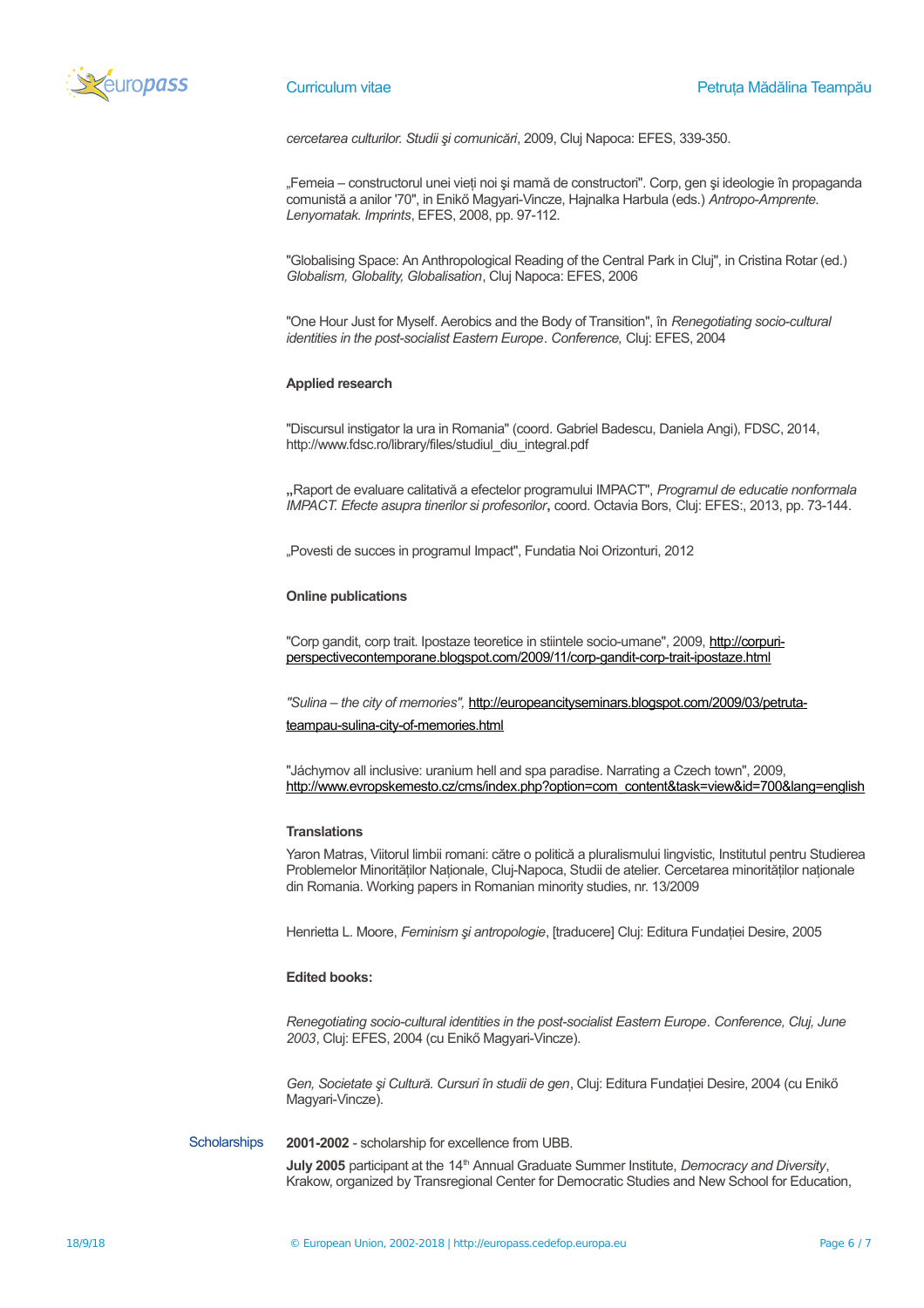*cercetarea culturilor. Studii şi comunicări*, 2009, Cluj Napoca: EFES, 339-350.

„Femeia – constructorul unei vieți noi şi mamă de constructori". Corp, gen şi ideologie în propaganda comunistă a anilor '70", in Enikő Magyari-Vincze, Hajnalka Harbula (eds.) *Antropo-Amprente. Lenyomatak. Imprints*, EFES, 2008, pp. 97-112.

"Globalising Space: An Anthropological Reading of the Central Park in Cluj", in Cristina Rotar (ed.) *Globalism, Globality, Globalisation*, Cluj Napoca: EFES, 2006

"One Hour Just for Myself. Aerobics and the Body of Transition", în *Renegotiating socio-cultural identities in the post-socialist Eastern Europe*. *Conference,* Cluj: EFES, 2004

**Applied research**

"Discursul instigator la ura in Romania" (coord. Gabriel Badescu, Daniela Angi), FDSC, 2014, http://www.fdsc.ro/library/files/studiul_diu_integral.pdf

**„**Raport de evaluare calitativă a efectelor programului IMPACT", *Programul de educatie nonformala IMPACT. Efecte asupra tinerilor si profesorilor***,** coord. Octavia Bors, Cluj: EFES:, 2013, pp. 73-144.

„Povesti de succes in programul Impact", Fundatia Noi Orizonturi, 2012

**Online publications**

"Corp gandit, corp trait. Ipostaze teoretice in stiintele socio-umane", 2009, http://corpuri-perspectivecontemporane.blogspot.com/2009/11/corp-gandit-corp-trait-ipostaze.html

*"Sulina – the city of memories",* http://europeancityseminars.blogspot.com/2009/03/petruta-teampau-sulina-city-of-memories.html

"Jáchymov all inclusive: uranium hell and spa paradise. Narrating a Czech town", 2009, http://www.evropskemesto.cz/cms/index.php?option=com_content&task=view&id=700&lang=english

**Translations**

Yaron Matras, Viitorul limbii romani: către o politică a pluralismului lingvistic, Institutul pentru Studierea Problemelor Minorităților Naționale, Cluj-Napoca, Studii de atelier. Cercetarea minorităților naționale din Romania. Working papers in Romanian minority studies, nr. 13/2009

Henrietta L. Moore, *Feminism şi antropologie*, [traducere] Cluj: Editura Fundației Desire, 2005

**Edited books:**

*Renegotiating socio-cultural identities in the post-socialist Eastern Europe*. *Conference, Cluj, June 2003*, Cluj: EFES, 2004 (cu Enikő Magyari-Vincze).

*Gen, Societate şi Cultură. Cursuri în studii de gen*, Cluj: Editura Fundației Desire, 2004 (cu Enikő Magyari-Vincze).

Scholarships

**2001-2002** - scholarship for excellence from UBB.

**July 2005** participant at the 14th Annual Graduate Summer Institute, *Democracy and Diversity*, Krakow, organized by Transregional Center for Democratic Studies and New School for Education,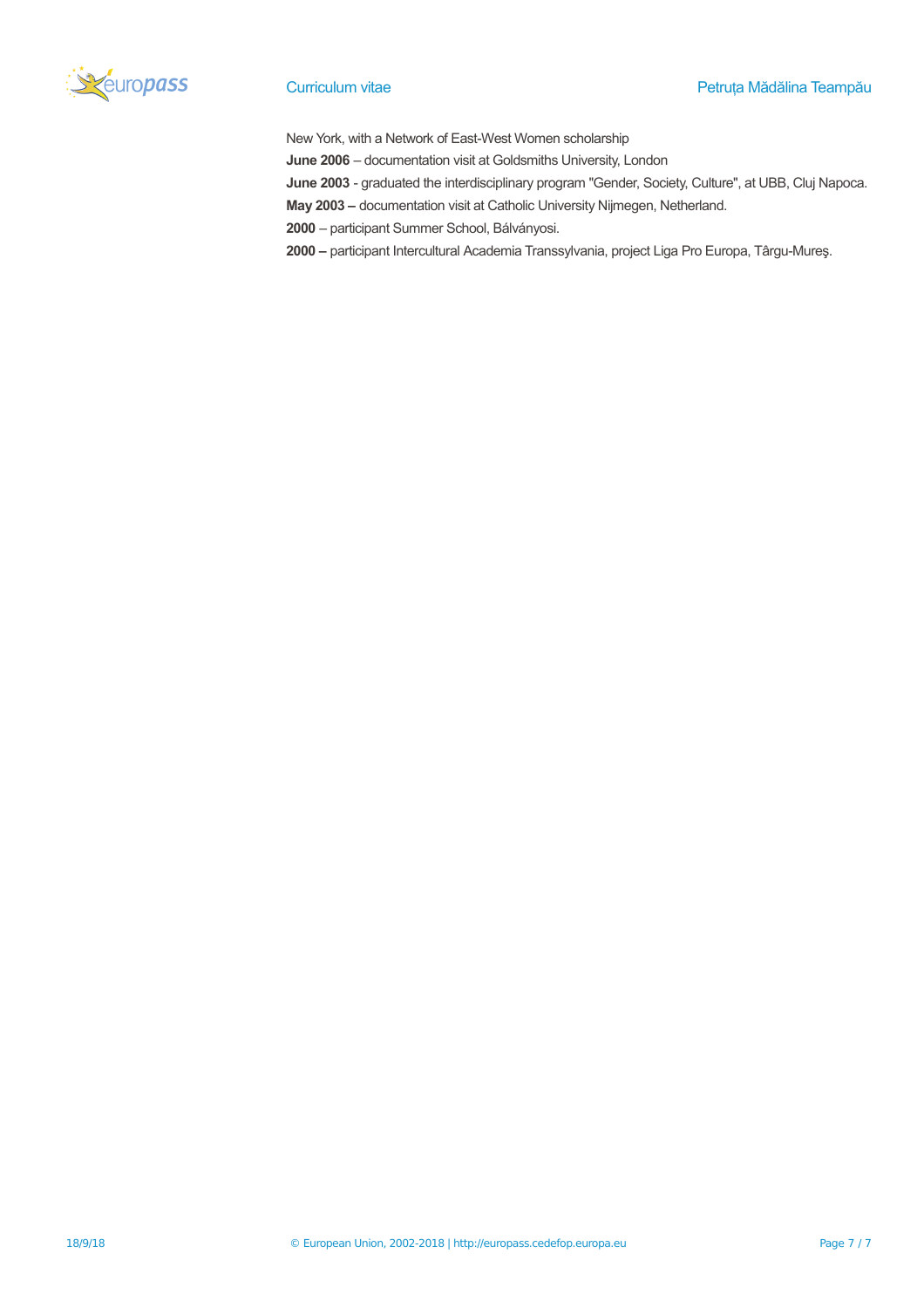New York, with a Network of East-West Women scholarship

**June 2006** – documentation visit at Goldsmiths University, London

**June 2003** - graduated the interdisciplinary program "Gender, Society, Culture", at UBB, Cluj Napoca.

**May 2003 –** documentation visit at Catholic University Nijmegen, Netherland.

**2000** – participant Summer School, Bálványosi.

**2000 –** participant Intercultural Academia Transsylvania, project Liga Pro Europa, Târgu-Mureş.